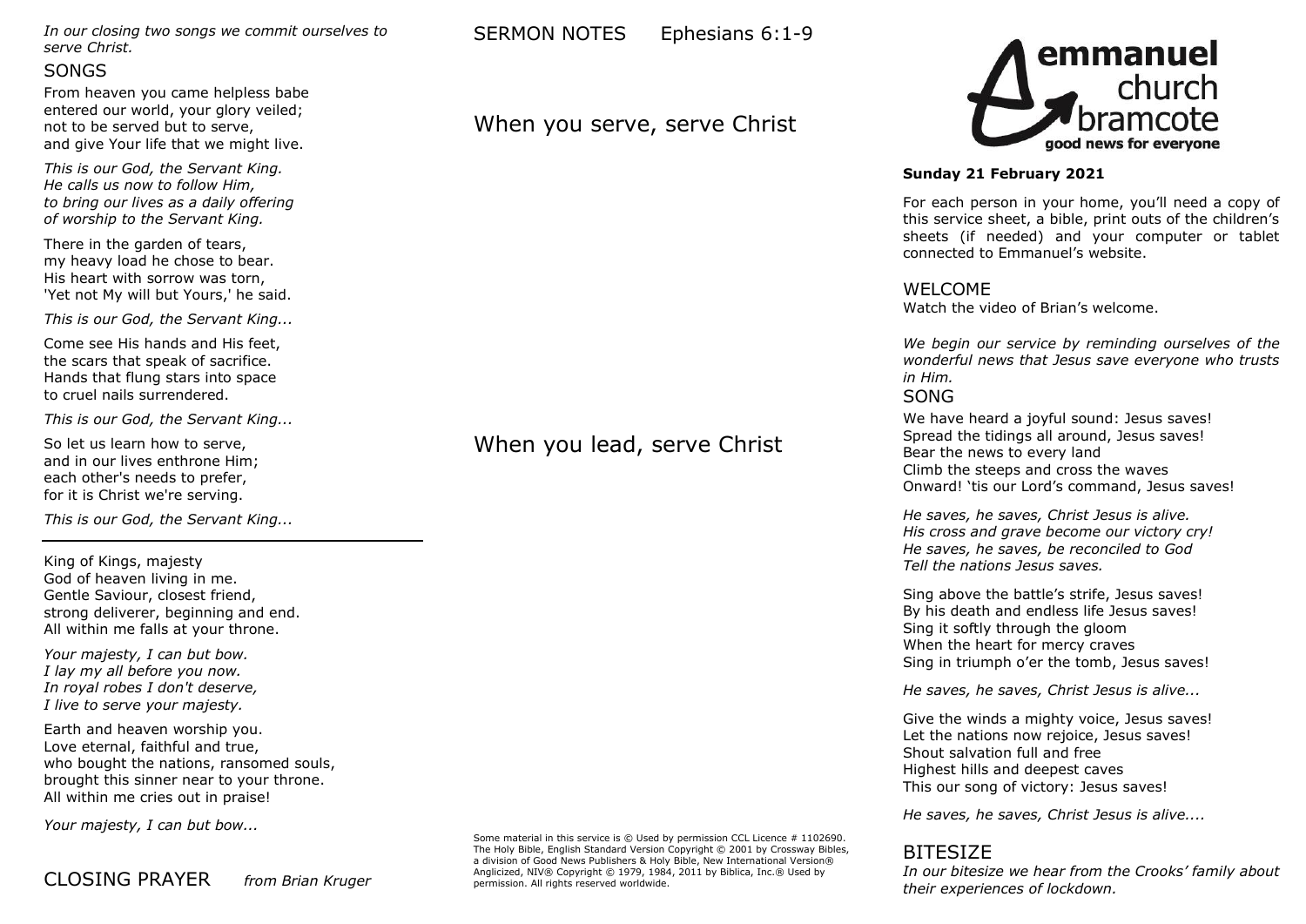*In our closing two songs we commit ourselves to serve Christ.*

## SONGS

From heaven you came helpless babe
entered our world, your glory veiled;
not to be served but to serve,
and give Your life that we might live.

*This is our God, the Servant King.*
*He calls us now to follow Him,*
*to bring our lives as a daily offering*
*of worship to the Servant King.*

There in the garden of tears,
my heavy load he chose to bear.
His heart with sorrow was torn,
'Yet not My will but Yours,' he said.

*This is our God, the Servant King...*

Come see His hands and His feet,
the scars that speak of sacrifice.
Hands that flung stars into space
to cruel nails surrendered.

*This is our God, the Servant King...*

So let us learn how to serve,
and in our lives enthrone Him;
each other's needs to prefer,
for it is Christ we're serving.

*This is our God, the Servant King...*

---

King of Kings, majesty
God of heaven living in me.
Gentle Saviour, closest friend,
strong deliverer, beginning and end.
All within me falls at your throne.

*Your majesty, I can but bow.*
*I lay my all before you now.*
*In royal robes I don't deserve,*
*I live to serve your majesty.*

Earth and heaven worship you.
Love eternal, faithful and true,
who bought the nations, ransomed souls,
brought this sinner near to your throne.
All within me cries out in praise!

*Your majesty, I can but bow...*

## CLOSING PRAYER *from Brian Kruger*

## SERMON NOTES Ephesians 6:1-9

### When you serve, serve Christ

### When you lead, serve Christ

Some material in this service is © Used by permission CCL Licence # 1102690. The Holy Bible, English Standard Version Copyright © 2001 by Crossway Bibles, a division of Good News Publishers & Holy Bible, New International Version® Anglicized, NIV® Copyright © 1979, 1984, 2011 by Biblica, Inc.® Used by permission. All rights reserved worldwide.

# emmanuel church bramcote
good news for everyone

**Sunday 21 February 2021**

For each person in your home, you'll need a copy of this service sheet, a bible, print outs of the children's sheets (if needed) and your computer or tablet connected to Emmanuel's website.

## WELCOME

Watch the video of Brian's welcome.

*We begin our service by reminding ourselves of the wonderful news that Jesus save everyone who trusts in Him.*

## SONG

We have heard a joyful sound: Jesus saves!
Spread the tidings all around, Jesus saves!
Bear the news to every land
Climb the steeps and cross the waves
Onward! 'tis our Lord's command, Jesus saves!

*He saves, he saves, Christ Jesus is alive.*
*His cross and grave become our victory cry!*
*He saves, he saves, be reconciled to God*
*Tell the nations Jesus saves.*

Sing above the battle's strife, Jesus saves!
By his death and endless life Jesus saves!
Sing it softly through the gloom
When the heart for mercy craves
Sing in triumph o'er the tomb, Jesus saves!

*He saves, he saves, Christ Jesus is alive...*

Give the winds a mighty voice, Jesus saves!
Let the nations now rejoice, Jesus saves!
Shout salvation full and free
Highest hills and deepest caves
This our song of victory: Jesus saves!

*He saves, he saves, Christ Jesus is alive....*

## BITESIZE

*In our bitesize we hear from the Crooks' family about their experiences of lockdown.*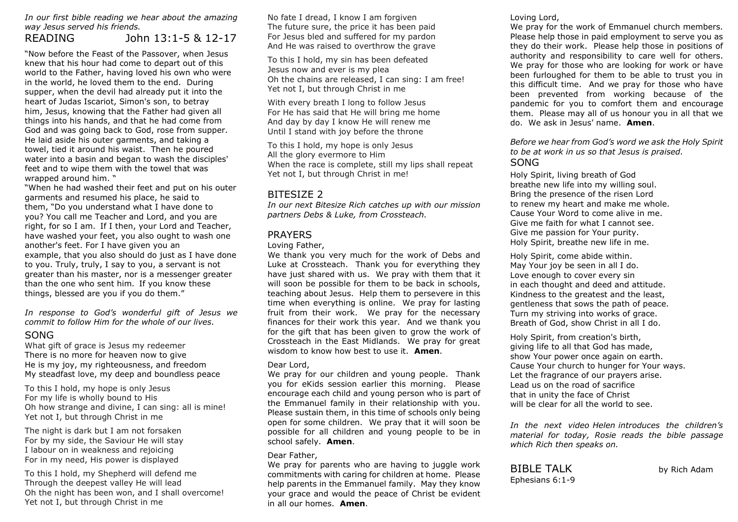*In our first bible reading we hear about the amazing way Jesus served his friends.*

## READING John 13:1-5 & 12-17

"Now before the Feast of the Passover, when Jesus knew that his hour had come to depart out of this world to the Father, having loved his own who were in the world, he loved them to the end. During supper, when the devil had already put it into the heart of Judas Iscariot, Simon's son, to betray him, Jesus, knowing that the Father had given all things into his hands, and that he had come from God and was going back to God, rose from supper. He laid aside his outer garments, and taking a towel, tied it around his waist. Then he poured water into a basin and began to wash the disciples' feet and to wipe them with the towel that was wrapped around him. "

"When he had washed their feet and put on his outer garments and resumed his place, he said to them, "Do you understand what I have done to you? You call me Teacher and Lord, and you are right, for so I am. If I then, your Lord and Teacher, have washed your feet, you also ought to wash one another's feet. For I have given you an example, that you also should do just as I have done to you. Truly, truly, I say to you, a servant is not greater than his master, nor is a messenger greater than the one who sent him. If you know these things, blessed are you if you do them."

*In response to God's wonderful gift of Jesus we commit to follow Him for the whole of our lives.*

## SONG

What gift of grace is Jesus my redeemer
There is no more for heaven now to give
He is my joy, my righteousness, and freedom
My steadfast love, my deep and boundless peace

To this I hold, my hope is only Jesus
For my life is wholly bound to His
Oh how strange and divine, I can sing: all is mine!
Yet not I, but through Christ in me

The night is dark but I am not forsaken
For by my side, the Saviour He will stay
I labour on in weakness and rejoicing
For in my need, His power is displayed

To this I hold, my Shepherd will defend me
Through the deepest valley He will lead
Oh the night has been won, and I shall overcome!
Yet not I, but through Christ in me

No fate I dread, I know I am forgiven
The future sure, the price it has been paid
For Jesus bled and suffered for my pardon
And He was raised to overthrow the grave

To this I hold, my sin has been defeated
Jesus now and ever is my plea
Oh the chains are released, I can sing: I am free!
Yet not I, but through Christ in me

With every breath I long to follow Jesus
For He has said that He will bring me home
And day by day I know He will renew me
Until I stand with joy before the throne

To this I hold, my hope is only Jesus
All the glory evermore to Him
When the race is complete, still my lips shall repeat
Yet not I, but through Christ in me!

## BITESIZE 2

*In our next Bitesize Rich catches up with our mission partners Debs & Luke, from Crossteach.*

## PRAYERS

Loving Father,
We thank you very much for the work of Debs and Luke at Crossteach. Thank you for everything they have just shared with us. We pray with them that it will soon be possible for them to be back in schools, teaching about Jesus. Help them to persevere in this time when everything is online. We pray for lasting fruit from their work. We pray for the necessary finances for their work this year. And we thank you for the gift that has been given to grow the work of Crossteach in the East Midlands. We pray for great wisdom to know how best to use it. **Amen**.

Dear Lord,
We pray for our children and young people. Thank you for eKids session earlier this morning. Please encourage each child and young person who is part of the Emmanuel family in their relationship with you. Please sustain them, in this time of schools only being open for some children. We pray that it will soon be possible for all children and young people to be in school safely. **Amen**.

Dear Father,
We pray for parents who are having to juggle work commitments with caring for children at home. Please help parents in the Emmanuel family. May they know your grace and would the peace of Christ be evident in all our homes. **Amen**.

Loving Lord,
We pray for the work of Emmanuel church members. Please help those in paid employment to serve you as they do their work. Please help those in positions of authority and responsibility to care well for others. We pray for those who are looking for work or have been furloughed for them to be able to trust you in this difficult time. And we pray for those who have been prevented from working because of the pandemic for you to comfort them and encourage them. Please may all of us honour you in all that we do. We ask in Jesus' name. **Amen**.

*Before we hear from God's word we ask the Holy Spirit to be at work in us so that Jesus is praised.*

## SONG

Holy Spirit, living breath of God
breathe new life into my willing soul.
Bring the presence of the risen Lord
to renew my heart and make me whole.
Cause Your Word to come alive in me.
Give me faith for what I cannot see.
Give me passion for Your purity.
Holy Spirit, breathe new life in me.

Holy Spirit, come abide within.
May Your joy be seen in all I do.
Love enough to cover every sin
in each thought and deed and attitude.
Kindness to the greatest and the least,
gentleness that sows the path of peace.
Turn my striving into works of grace.
Breath of God, show Christ in all I do.

Holy Spirit, from creation's birth,
giving life to all that God has made,
show Your power once again on earth.
Cause Your church to hunger for Your ways.
Let the fragrance of our prayers arise.
Lead us on the road of sacrifice
that in unity the face of Christ
will be clear for all the world to see.

*In the next video Helen introduces the children's material for today, Rosie reads the bible passage which Rich then speaks on.*

## BIBLE TALK by Rich Adam

Ephesians 6:1-9